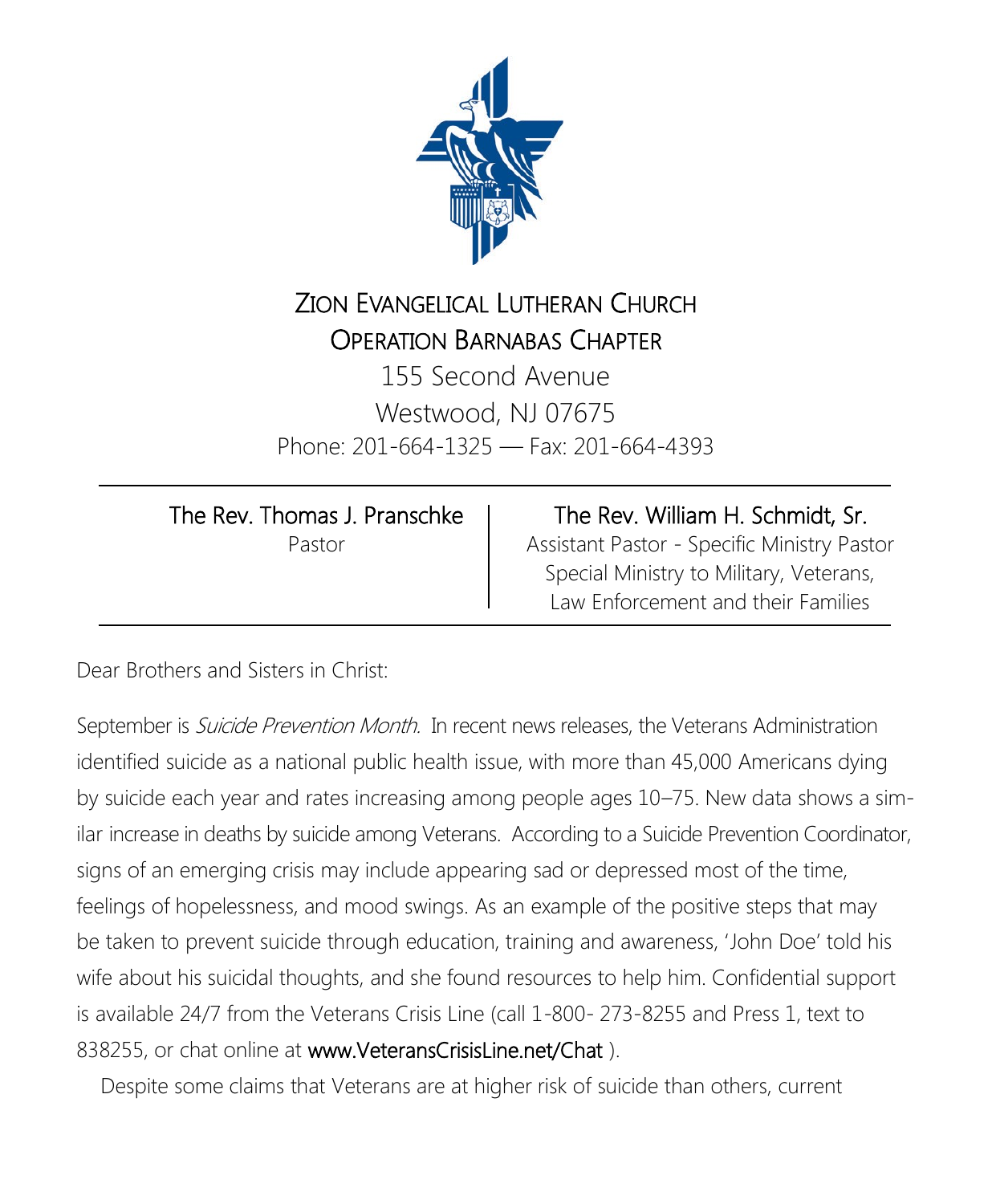# Zion Evangelical Lutheran Church
## Operation Barnabas Chapter

155 Second Avenue
Westwood, NJ 07675
Phone: 201-664-1325 — Fax: 201-664-4393

| The Rev. Thomas J. Pranschke | The Rev. William H. Schmidt, Sr. |
| --- | --- |
| Pastor | Assistant Pastor - Specific Ministry Pastor<br>Special Ministry to Military, Veterans,<br>Law Enforcement and their Families |

Dear Brothers and Sisters in Christ:

September is *Suicide Prevention Month*. In recent news releases, the Veterans Administration identified suicide as a national public health issue, with more than 45,000 Americans dying by suicide each year and rates increasing among people ages 10–75. New data shows a similar increase in deaths by suicide among Veterans. According to a Suicide Prevention Coordinator, signs of an emerging crisis may include appearing sad or depressed most of the time, feelings of hopelessness, and mood swings. As an example of the positive steps that may be taken to prevent suicide through education, training and awareness, 'John Doe' told his wife about his suicidal thoughts, and she found resources to help him. Confidential support is available 24/7 from the Veterans Crisis Line (call 1-800- 273-8255 and Press 1, text to 838255, or chat online at www.VeteransCrisisLine.net/Chat ).

Despite some claims that Veterans are at higher risk of suicide than others, current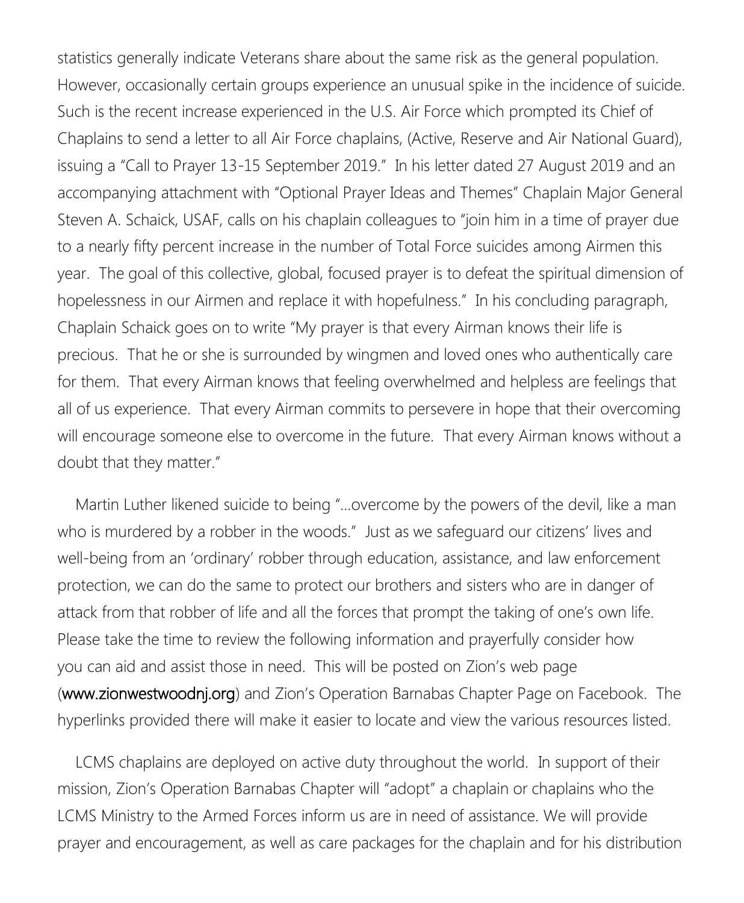statistics generally indicate Veterans share about the same risk as the general population. However, occasionally certain groups experience an unusual spike in the incidence of suicide. Such is the recent increase experienced in the U.S. Air Force which prompted its Chief of Chaplains to send a letter to all Air Force chaplains, (Active, Reserve and Air National Guard), issuing a "Call to Prayer 13-15 September 2019." In his letter dated 27 August 2019 and an accompanying attachment with "Optional Prayer Ideas and Themes" Chaplain Major General Steven A. Schaick, USAF, calls on his chaplain colleagues to "join him in a time of prayer due to a nearly fifty percent increase in the number of Total Force suicides among Airmen this year. The goal of this collective, global, focused prayer is to defeat the spiritual dimension of hopelessness in our Airmen and replace it with hopefulness." In his concluding paragraph, Chaplain Schaick goes on to write "My prayer is that every Airman knows their life is precious. That he or she is surrounded by wingmen and loved ones who authentically care for them. That every Airman knows that feeling overwhelmed and helpless are feelings that all of us experience. That every Airman commits to persevere in hope that their overcoming will encourage someone else to overcome in the future. That every Airman knows without a doubt that they matter."

Martin Luther likened suicide to being "…overcome by the powers of the devil, like a man who is murdered by a robber in the woods." Just as we safeguard our citizens' lives and well-being from an 'ordinary' robber through education, assistance, and law enforcement protection, we can do the same to protect our brothers and sisters who are in danger of attack from that robber of life and all the forces that prompt the taking of one's own life. Please take the time to review the following information and prayerfully consider how you can aid and assist those in need. This will be posted on Zion's web page (www.zionwestwoodnj.org) and Zion's Operation Barnabas Chapter Page on Facebook. The hyperlinks provided there will make it easier to locate and view the various resources listed.

LCMS chaplains are deployed on active duty throughout the world. In support of their mission, Zion's Operation Barnabas Chapter will "adopt" a chaplain or chaplains who the LCMS Ministry to the Armed Forces inform us are in need of assistance. We will provide prayer and encouragement, as well as care packages for the chaplain and for his distribution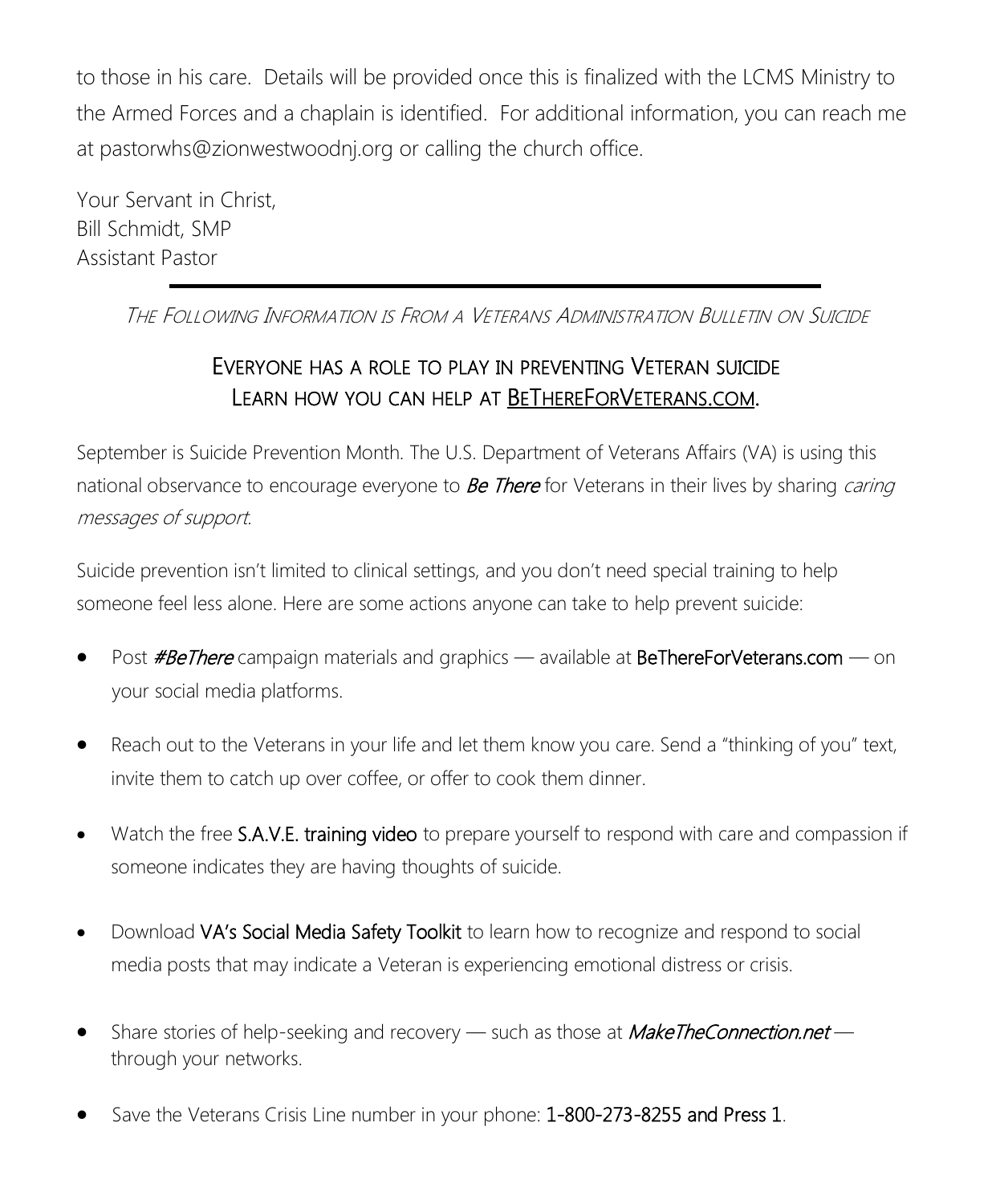to those in his care. Details will be provided once this is finalized with the LCMS Ministry to the Armed Forces and a chaplain is identified. For additional information, you can reach me at pastorwhs@zionwestwoodnj.org or calling the church office.

Your Servant in Christ,
Bill Schmidt, SMP
Assistant Pastor

---

*The Following Information is From a Veterans Administration Bulletin on Suicide*

## Everyone has a role to play in preventing Veteran suicide
## Learn how you can help at BeThereForVeterans.com.

September is Suicide Prevention Month. The U.S. Department of Veterans Affairs (VA) is using this national observance to encourage everyone to ***Be There*** for Veterans in their lives by sharing *caring messages of support.*

Suicide prevention isn't limited to clinical settings, and you don't need special training to help someone feel less alone. Here are some actions anyone can take to help prevent suicide:

- Post ***#BeThere*** campaign materials and graphics — available at BeThereForVeterans.com — on your social media platforms.
- Reach out to the Veterans in your life and let them know you care. Send a "thinking of you" text, invite them to catch up over coffee, or offer to cook them dinner.
- Watch the free S.A.V.E. training video to prepare yourself to respond with care and compassion if someone indicates they are having thoughts of suicide.
- Download VA's Social Media Safety Toolkit to learn how to recognize and respond to social media posts that may indicate a Veteran is experiencing emotional distress or crisis.
- Share stories of help-seeking and recovery — such as those at *MakeTheConnection.net* — through your networks.
- Save the Veterans Crisis Line number in your phone: 1-800-273-8255 and Press 1.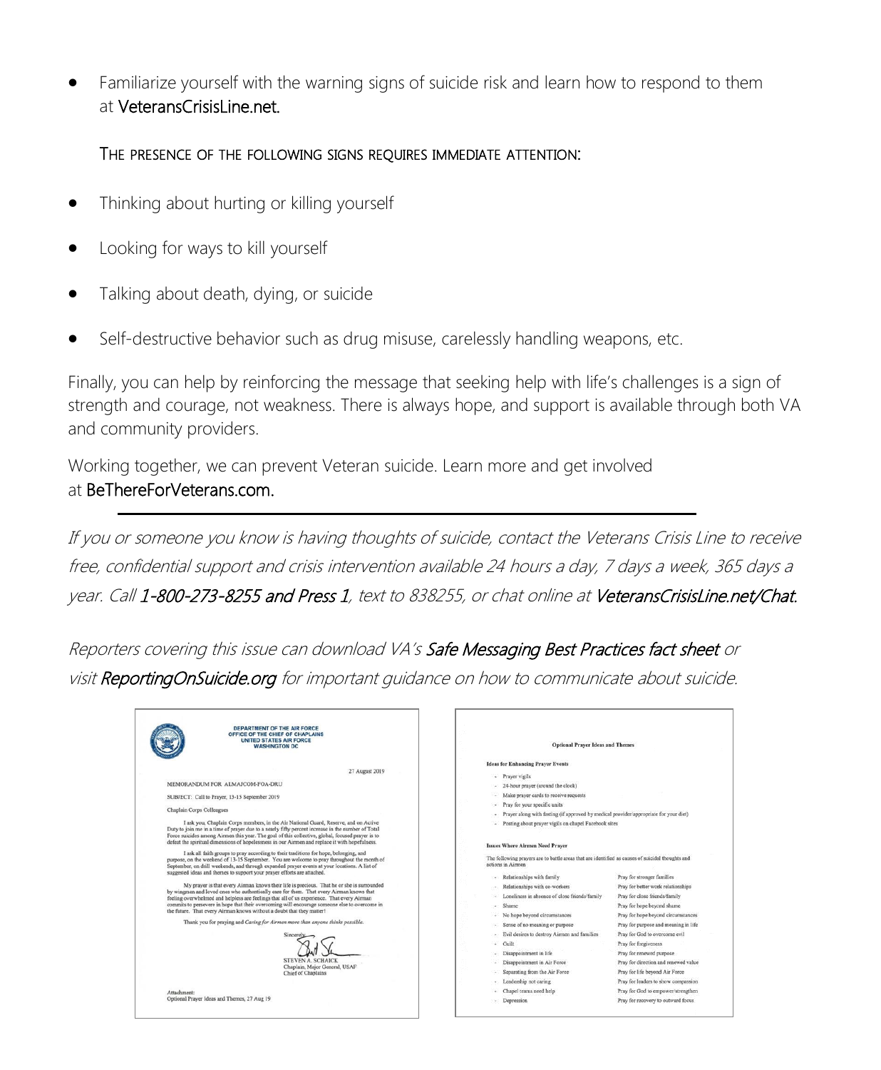- Familiarize yourself with the warning signs of suicide risk and learn how to respond to them at VeteransCrisisLine.net.

THE PRESENCE OF THE FOLLOWING SIGNS REQUIRES IMMEDIATE ATTENTION:

- Thinking about hurting or killing yourself
- Looking for ways to kill yourself
- Talking about death, dying, or suicide
- Self-destructive behavior such as drug misuse, carelessly handling weapons, etc.

Finally, you can help by reinforcing the message that seeking help with life's challenges is a sign of strength and courage, not weakness. There is always hope, and support is available through both VA and community providers.

Working together, we can prevent Veteran suicide. Learn more and get involved at BeThereForVeterans.com.

---

*If you or someone you know is having thoughts of suicide, contact the Veterans Crisis Line to receive free, confidential support and crisis intervention available 24 hours a day, 7 days a week, 365 days a year. Call 1-800-273-8255 and Press 1, text to 838255, or chat online at VeteransCrisisLine.net/Chat.*

*Reporters covering this issue can download VA's Safe Messaging Best Practices fact sheet or visit ReportingOnSuicide.org for important guidance on how to communicate about suicide.*

**DEPARTMENT OF THE AIR FORCE**
**OFFICE OF THE CHIEF OF CHAPLAINS**
**UNITED STATES AIR FORCE**
**WASHINGTON DC**

27 August 2019

MEMORANDUM FOR ALMAJCOM-FOA-DRU

SUBJECT: Call to Prayer, 13-15 September 2019

Chaplain Corps Colleagues

I ask you, Chaplain Corps members, in the Air National Guard, Reserve, and on Active Duty to join me in a time of prayer due to a nearly fifty percent increase in the number of Total Force suicides among Airmen this year. The goal of this collective, global, focused prayer is to defeat the spiritual dimensions of hopelessness in our Airmen and replace it with hopefulness.

I ask all faith groups to pray according to their traditions for hope, belonging, and purpose, on the weekend of 13-15 September. You are welcome to pray throughout the month of September, on drill weekends, and through expanded prayer events at your locations. A list of suggested ideas and themes to support your prayer efforts are attached.

My prayer is that every Airman knows their life is precious. That he or she is surrounded by wingmen and loved ones who authentically care for them. That every Airman knows that feeling overwhelmed and helpless are feelings that all of us experience. That every Airman commits to persevere in hope that their overcoming will encourage someone else to overcome in the future. That every Airman knows without a doubt that they matter!

Thank you for praying and *Caring for Airmen more than anyone thinks possible.*

Sincerely

STEVEN A. SCHAICK
Chaplain, Major General, USAF
Chief of Chaplains

Attachment:
Optional Prayer Ideas and Themes, 27 Aug 19

**Optional Prayer Ideas and Themes**

**Ideas for Enhancing Prayer Events**

- Prayer vigils
- 24-hour prayer (around the clock)
- Make prayer cards to receive requests
- Pray for your specific units
- Prayer along with fasting (if approved by medical provider/appropriate for your diet)
- Posting about prayer vigils on chapel Facebook sites

**Issues Where Airmen Need Prayer**

The following prayers are to battle areas that are identified as causes of suicidal thoughts and actions in Airmen

| | |
|---|---|
| Relationships with family | Pray for stronger families |
| Relationships with co-workers | Pray for better work relationships |
| Loneliness in absence of close friends/family | Pray for close friends/family |
| Shame | Pray for hope beyond shame |
| No hope beyond circumstances | Pray for hope beyond circumstances |
| Sense of no meaning or purpose | Pray for purpose and meaning in life |
| Evil desires to destroy Airmen and families | Pray for God to overcome evil |
| Guilt | Pray for forgiveness |
| Disappointment in life | Pray for renewed purpose |
| Disappointment in Air Force | Pray for direction and renewed value |
| Separating from the Air Force | Pray for life beyond Air Force |
| Leadership not caring | Pray for leaders to show compassion |
| Chapel teams need help | Pray for God to empower/strengthen |
| Depression | Pray for recovery to outward focus |